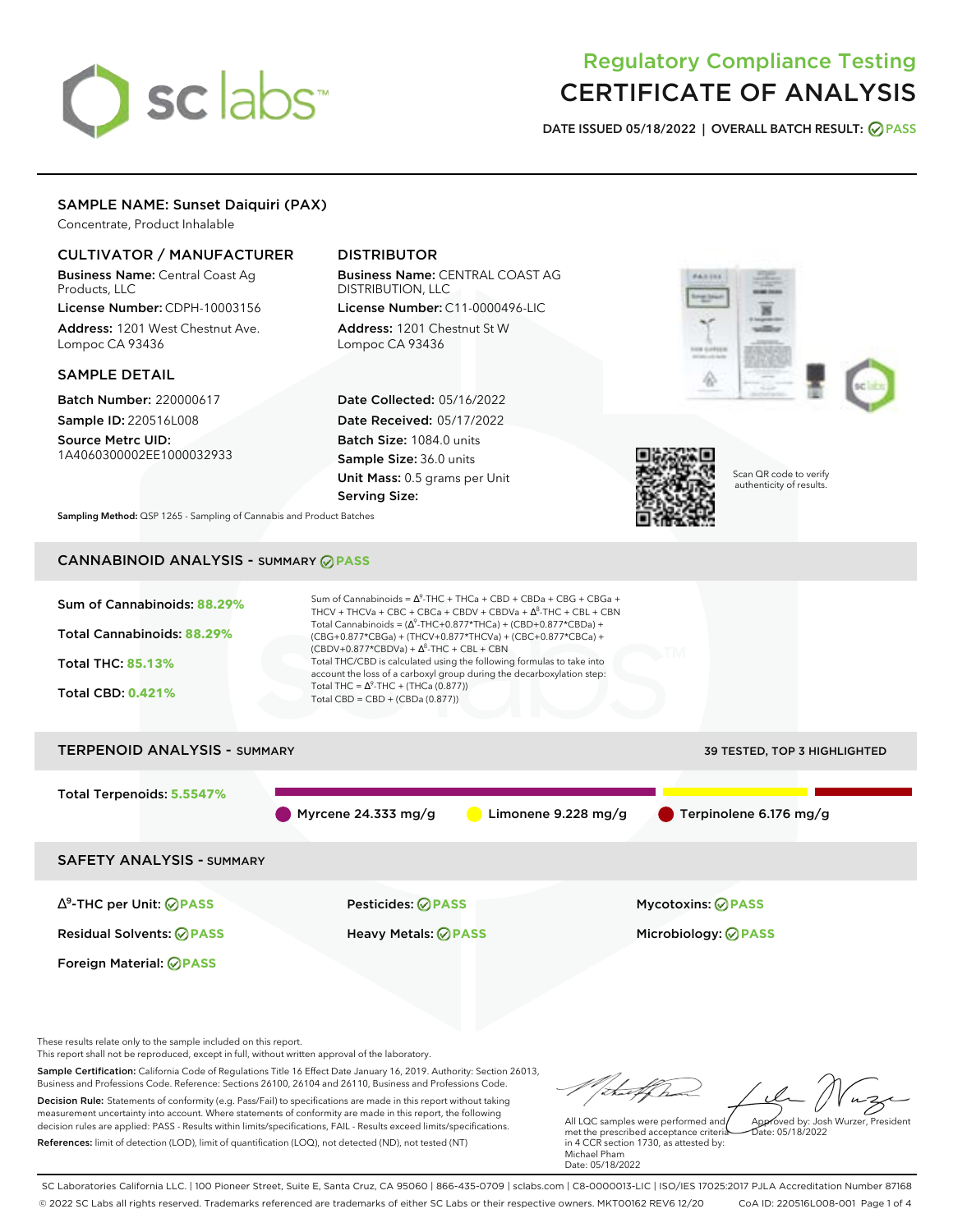# Regulatory Compliance Testing
# CERTIFICATE OF ANALYSIS

**DATE ISSUED 05/18/2022 | OVERALL BATCH RESULT: PASS**

## SAMPLE NAME: Sunset Daiquiri (PAX)

Concentrate, Product Inhalable

### CULTIVATOR / MANUFACTURER

**Business Name:** Central Coast Ag Products, LLC

**License Number:** CDPH-10003156

**Address:** 1201 West Chestnut Ave. Lompoc CA 93436

### DISTRIBUTOR

**Business Name:** CENTRAL COAST AG DISTRIBUTION, LLC

**License Number:** C11-0000496-LIC

**Address:** 1201 Chestnut St W Lompoc CA 93436

### SAMPLE DETAIL

**Batch Number:** 220000617

**Sample ID:** 220516L008

**Source Metrc UID:** 1A4060300002EE1000032933

**Date Collected:** 05/16/2022

**Date Received:** 05/17/2022

**Batch Size:** 1084.0 units

**Sample Size:** 36.0 units

**Unit Mass:** 0.5 grams per Unit

**Serving Size:**

Scan QR code to verify authenticity of results.

**Sampling Method:** QSP 1265 - Sampling of Cannabis and Product Batches

## CANNABINOID ANALYSIS - SUMMARY PASS

Sum of Cannabinoids: **88.29%**

Total Cannabinoids: **88.29%**

Total THC: **85.13%**

Total CBD: **0.421%**

Sum of Cannabinoids = $\Delta^9$-THC + THCa + CBD + CBDa + CBG + CBGa + THCV + THCVa + CBC + CBCa + CBDV + CBDVa + $\Delta^8$-THC + CBL + CBN

Total Cannabinoids = ($\Delta^9$-THC+0.877*THCa) + (CBD+0.877*CBDa) + (CBG+0.877*CBGa) + (THCV+0.877*THCVa) + (CBC+0.877*CBCa) + (CBDV+0.877*CBDVa) + $\Delta^8$-THC + CBL + CBN

Total THC/CBD is calculated using the following formulas to take into account the loss of a carboxyl group during the decarboxylation step:

Total THC = $\Delta^9$-THC + (THCa (0.877))

Total CBD = CBD + (CBDa (0.877))

## TERPENOID ANALYSIS - SUMMARY

39 TESTED, TOP 3 HIGHLIGHTED

Total Terpenoids: **5.5547%**

Myrcene 24.333 mg/g | Limonene 9.228 mg/g | Terpinolene 6.176 mg/g

## SAFETY ANALYSIS - SUMMARY

| | | |
|---|---|---|
| $\Delta^9$-THC per Unit: PASS | Pesticides: PASS | Mycotoxins: PASS |
| Residual Solvents: PASS | Heavy Metals: PASS | Microbiology: PASS |
| Foreign Material: PASS | | |

These results relate only to the sample included on this report.
This report shall not be reproduced, except in full, without written approval of the laboratory.

**Sample Certification:** California Code of Regulations Title 16 Effect Date January 16, 2019. Authority: Section 26013, Business and Professions Code. Reference: Sections 26100, 26104 and 26110, Business and Professions Code.

**Decision Rule:** Statements of conformity (e.g. Pass/Fail) to specifications are made in this report without taking measurement uncertainty into account. Where statements of conformity are made in this report, the following decision rules are applied: PASS - Results within limits/specifications, FAIL - Results exceed limits/specifications.

**References:** limit of detection (LOD), limit of quantification (LOQ), not detected (ND), not tested (NT)

All LQC samples were performed and met the prescribed acceptance criteria in 4 CCR section 1730, as attested by: Michael Pham
Date: 05/18/2022

Approved by: Josh Wurzer, President
Date: 05/18/2022

SC Laboratories California LLC. | 100 Pioneer Street, Suite E, Santa Cruz, CA 95060 | 866-435-0709 | sclabs.com | C8-0000013-LIC | ISO/IES 17025:2017 PJLA Accreditation Number 87168
© 2022 SC Labs all rights reserved. Trademarks referenced are trademarks of either SC Labs or their respective owners. MKT00162 REV6 12/20 CoA ID: 220516L008-001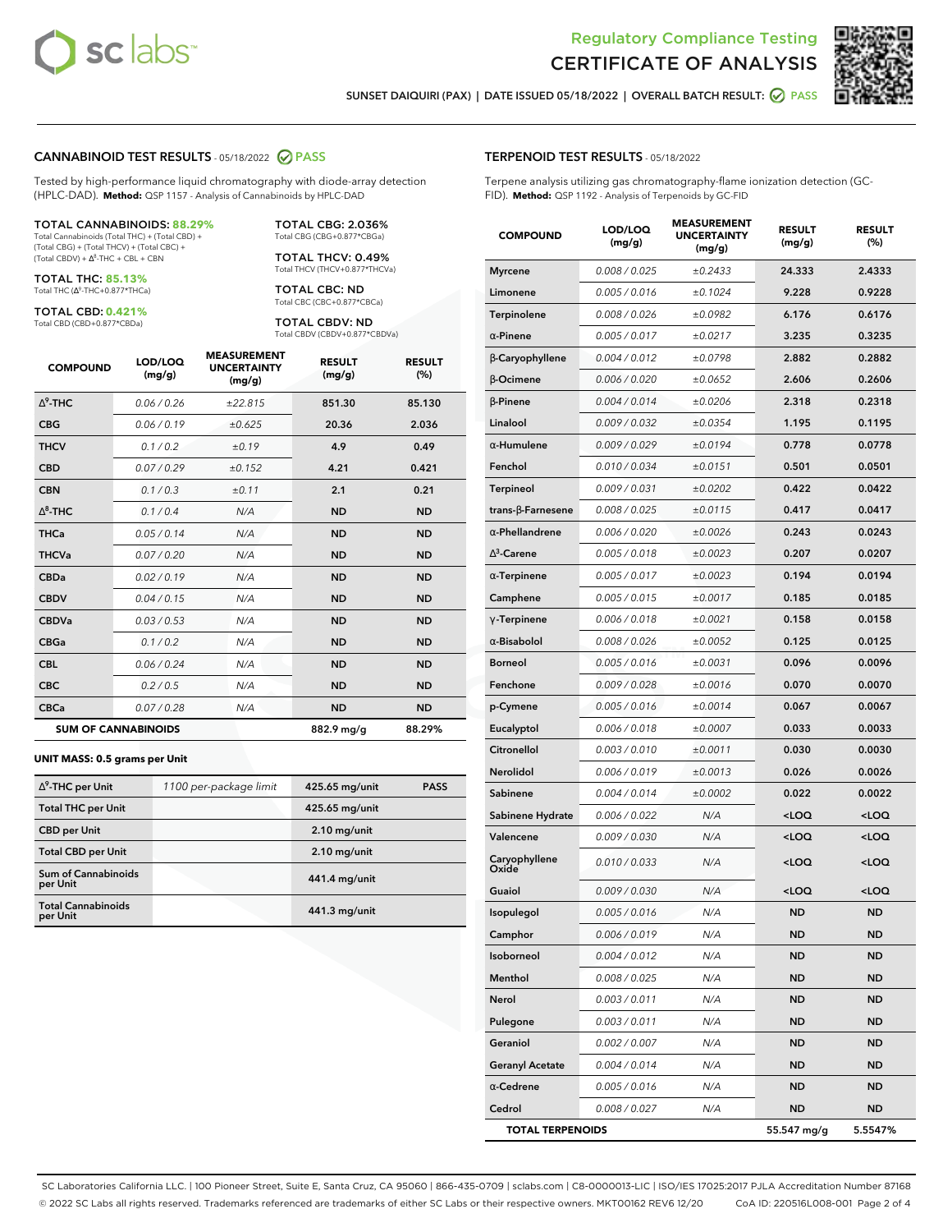Regulatory Compliance Testing

# CERTIFICATE OF ANALYSIS

SUNSET DAIQUIRI (PAX) | DATE ISSUED 05/18/2022 | OVERALL BATCH RESULT: PASS

## CANNABINOID TEST RESULTS - 05/18/2022 PASS

Tested by high-performance liquid chromatography with diode-array detection (HPLC-DAD). **Method:** QSP 1157 - Analysis of Cannabinoids by HPLC-DAD

**TOTAL CANNABINOIDS: 88.29%**
Total Cannabinoids (Total THC) + (Total CBD) + (Total CBG) + (Total THCV) + (Total CBC) + (Total CBDV) + Δ8-THC + CBL + CBN

**TOTAL THC: 85.13%**
Total THC (Δ9-THC+0.877*THCa)

**TOTAL CBD: 0.421%**
Total CBD (CBD+0.877*CBDa)

**TOTAL CBG: 2.036%**
Total CBG (CBG+0.877*CBGa)

**TOTAL THCV: 0.49%**
Total THCV (THCV+0.877*THCVa)

**TOTAL CBC: ND**
Total CBC (CBC+0.877*CBCa)

**TOTAL CBDV: ND**
Total CBDV (CBDV+0.877*CBDVa)

| COMPOUND | LOD/LOQ (mg/g) | MEASUREMENT UNCERTAINTY (mg/g) | RESULT (mg/g) | RESULT (%) |
|---|---|---|---|---|
| Δ9-THC | 0.06 / 0.26 | ±22.815 | 851.30 | 85.130 |
| CBG | 0.06 / 0.19 | ±0.625 | 20.36 | 2.036 |
| THCV | 0.1 / 0.2 | ±0.19 | 4.9 | 0.49 |
| CBD | 0.07 / 0.29 | ±0.152 | 4.21 | 0.421 |
| CBN | 0.1 / 0.3 | ±0.11 | 2.1 | 0.21 |
| Δ8-THC | 0.1 / 0.4 | N/A | ND | ND |
| THCa | 0.05 / 0.14 | N/A | ND | ND |
| THCVa | 0.07 / 0.20 | N/A | ND | ND |
| CBDa | 0.02 / 0.19 | N/A | ND | ND |
| CBDV | 0.04 / 0.15 | N/A | ND | ND |
| CBDVa | 0.03 / 0.53 | N/A | ND | ND |
| CBGa | 0.1 / 0.2 | N/A | ND | ND |
| CBL | 0.06 / 0.24 | N/A | ND | ND |
| CBC | 0.2 / 0.5 | N/A | ND | ND |
| CBCa | 0.07 / 0.28 | N/A | ND | ND |
| **SUM OF CANNABINOIDS** | | | 882.9 mg/g | 88.29% |

**UNIT MASS: 0.5 grams per Unit**

| | | | |
|---|---|---|---|
| Δ9-THC per Unit | 1100 per-package limit | 425.65 mg/unit | PASS |
| Total THC per Unit | | 425.65 mg/unit | |
| CBD per Unit | | 2.10 mg/unit | |
| Total CBD per Unit | | 2.10 mg/unit | |
| Sum of Cannabinoids per Unit | | 441.4 mg/unit | |
| Total Cannabinoids per Unit | | 441.3 mg/unit | |

## TERPENOID TEST RESULTS - 05/18/2022

Terpene analysis utilizing gas chromatography-flame ionization detection (GC-FID). **Method:** QSP 1192 - Analysis of Terpenoids by GC-FID

| COMPOUND | LOD/LOQ (mg/g) | MEASUREMENT UNCERTAINTY (mg/g) | RESULT (mg/g) | RESULT (%) |
|---|---|---|---|---|
| Myrcene | 0.008 / 0.025 | ±0.2433 | 24.333 | 2.4333 |
| Limonene | 0.005 / 0.016 | ±0.1024 | 9.228 | 0.9228 |
| Terpinolene | 0.008 / 0.026 | ±0.0982 | 6.176 | 0.6176 |
| α-Pinene | 0.005 / 0.017 | ±0.0217 | 3.235 | 0.3235 |
| β-Caryophyllene | 0.004 / 0.012 | ±0.0798 | 2.882 | 0.2882 |
| β-Ocimene | 0.006 / 0.020 | ±0.0652 | 2.606 | 0.2606 |
| β-Pinene | 0.004 / 0.014 | ±0.0206 | 2.318 | 0.2318 |
| Linalool | 0.009 / 0.032 | ±0.0354 | 1.195 | 0.1195 |
| α-Humulene | 0.009 / 0.029 | ±0.0194 | 0.778 | 0.0778 |
| Fenchol | 0.010 / 0.034 | ±0.0151 | 0.501 | 0.0501 |
| Terpineol | 0.009 / 0.031 | ±0.0202 | 0.422 | 0.0422 |
| trans-β-Farnesene | 0.008 / 0.025 | ±0.0115 | 0.417 | 0.0417 |
| α-Phellandrene | 0.006 / 0.020 | ±0.0026 | 0.243 | 0.0243 |
| Δ3-Carene | 0.005 / 0.018 | ±0.0023 | 0.207 | 0.0207 |
| α-Terpinene | 0.005 / 0.017 | ±0.0023 | 0.194 | 0.0194 |
| Camphene | 0.005 / 0.015 | ±0.0017 | 0.185 | 0.0185 |
| γ-Terpinene | 0.006 / 0.018 | ±0.0021 | 0.158 | 0.0158 |
| α-Bisabolol | 0.008 / 0.026 | ±0.0052 | 0.125 | 0.0125 |
| Borneol | 0.005 / 0.016 | ±0.0031 | 0.096 | 0.0096 |
| Fenchone | 0.009 / 0.028 | ±0.0016 | 0.070 | 0.0070 |
| p-Cymene | 0.005 / 0.016 | ±0.0014 | 0.067 | 0.0067 |
| Eucalyptol | 0.006 / 0.018 | ±0.0007 | 0.033 | 0.0033 |
| Citronellol | 0.003 / 0.010 | ±0.0011 | 0.030 | 0.0030 |
| Nerolidol | 0.006 / 0.019 | ±0.0013 | 0.026 | 0.0026 |
| Sabinene | 0.004 / 0.014 | ±0.0002 | 0.022 | 0.0022 |
| Sabinene Hydrate | 0.006 / 0.022 | N/A | <LOQ | <LOQ |
| Valencene | 0.009 / 0.030 | N/A | <LOQ | <LOQ |
| Caryophyllene Oxide | 0.010 / 0.033 | N/A | <LOQ | <LOQ |
| Guaiol | 0.009 / 0.030 | N/A | <LOQ | <LOQ |
| Isopulegol | 0.005 / 0.016 | N/A | ND | ND |
| Camphor | 0.006 / 0.019 | N/A | ND | ND |
| Isoborneol | 0.004 / 0.012 | N/A | ND | ND |
| Menthol | 0.008 / 0.025 | N/A | ND | ND |
| Nerol | 0.003 / 0.011 | N/A | ND | ND |
| Pulegone | 0.003 / 0.011 | N/A | ND | ND |
| Geraniol | 0.002 / 0.007 | N/A | ND | ND |
| Geranyl Acetate | 0.004 / 0.014 | N/A | ND | ND |
| α-Cedrene | 0.005 / 0.016 | N/A | ND | ND |
| Cedrol | 0.008 / 0.027 | N/A | ND | ND |
| **TOTAL TERPENOIDS** | | | 55.547 mg/g | 5.5547% |

SC Laboratories California LLC. | 100 Pioneer Street, Suite E, Santa Cruz, CA 95060 | 866-435-0709 | sclabs.com | C8-0000013-LIC | ISO/IES 17025:2017 PJLA Accreditation Number 87168
© 2022 SC Labs all rights reserved. Trademarks referenced are trademarks of either SC Labs or their respective owners. MKT00162 REV6 12/20 CoA ID: 220516L008-001